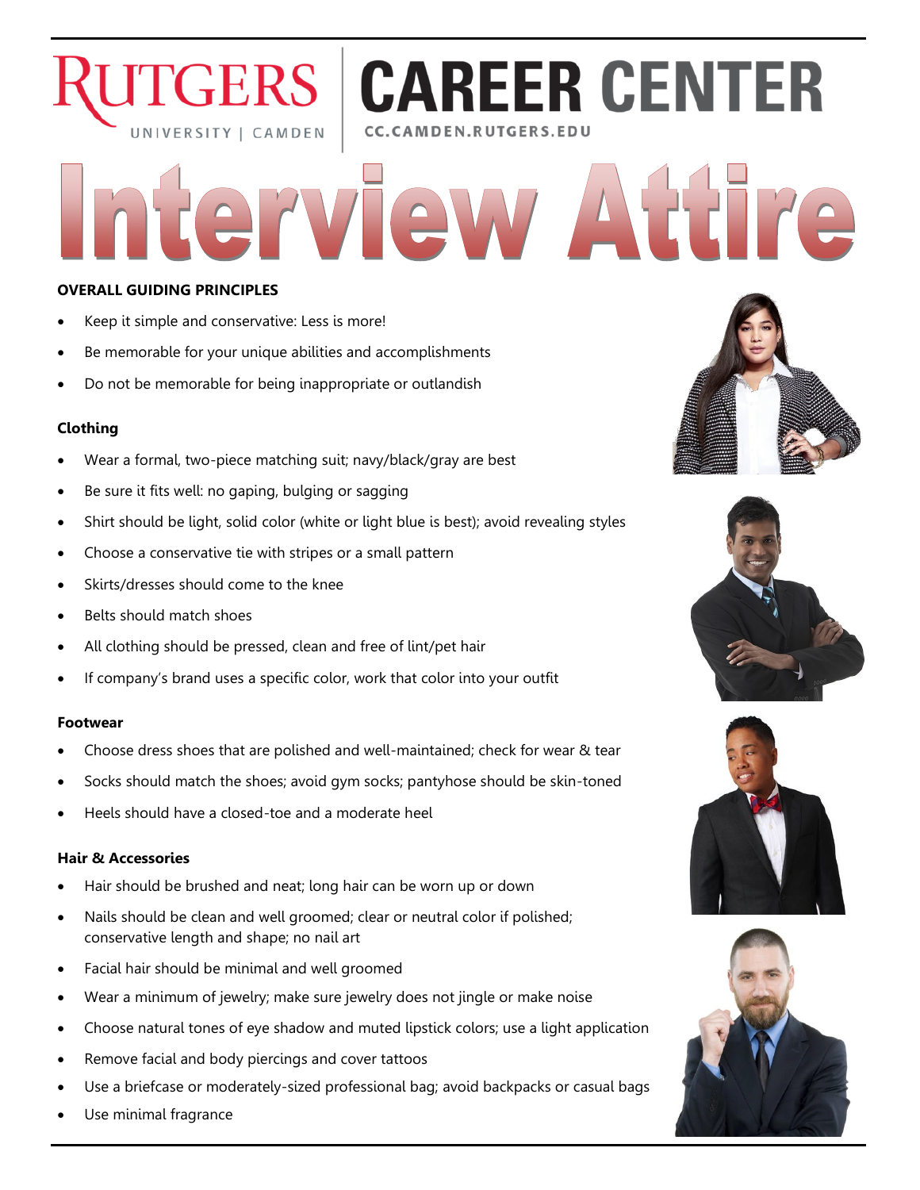RUTGERS UNIVERSITY | CAMDEN

CAREER CENTER

CC.CAMDEN.RUTGERS.EDU

# Interview Attire

**OVERALL GUIDING PRINCIPLES**

- Keep it simple and conservative: Less is more!
- Be memorable for your unique abilities and accomplishments
- Do not be memorable for being inappropriate or outlandish

### Clothing

- Wear a formal, two-piece matching suit; navy/black/gray are best
- Be sure it fits well: no gaping, bulging or sagging
- Shirt should be light, solid color (white or light blue is best); avoid revealing styles
- Choose a conservative tie with stripes or a small pattern
- Skirts/dresses should come to the knee
- Belts should match shoes
- All clothing should be pressed, clean and free of lint/pet hair
- If company's brand uses a specific color, work that color into your outfit

### Footwear

- Choose dress shoes that are polished and well-maintained; check for wear & tear
- Socks should match the shoes; avoid gym socks; pantyhose should be skin-toned
- Heels should have a closed-toe and a moderate heel

### Hair & Accessories

- Hair should be brushed and neat; long hair can be worn up or down
- Nails should be clean and well groomed; clear or neutral color if polished; conservative length and shape; no nail art
- Facial hair should be minimal and well groomed
- Wear a minimum of jewelry; make sure jewelry does not jingle or make noise
- Choose natural tones of eye shadow and muted lipstick colors; use a light application
- Remove facial and body piercings and cover tattoos
- Use a briefcase or moderately-sized professional bag; avoid backpacks or casual bags
- Use minimal fragrance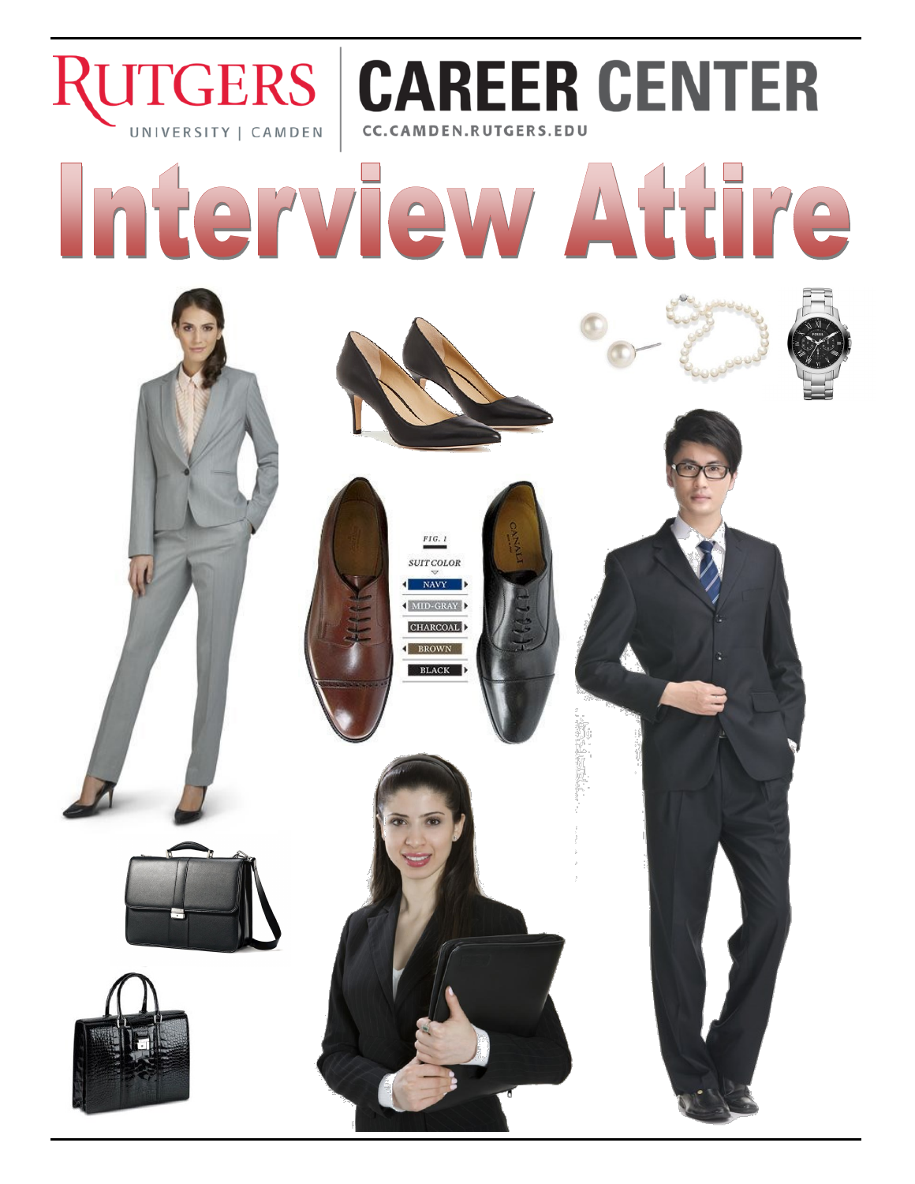RUTGERS

UNIVERSITY | CAMDEN

# CAREER CENTER

CC.CAMDEN.RUTGERS.EDU

# Interview Attire

FIG. 1

SUIT COLOR

NAVY

MID-GRAY

CHARCOAL

BROWN

BLACK